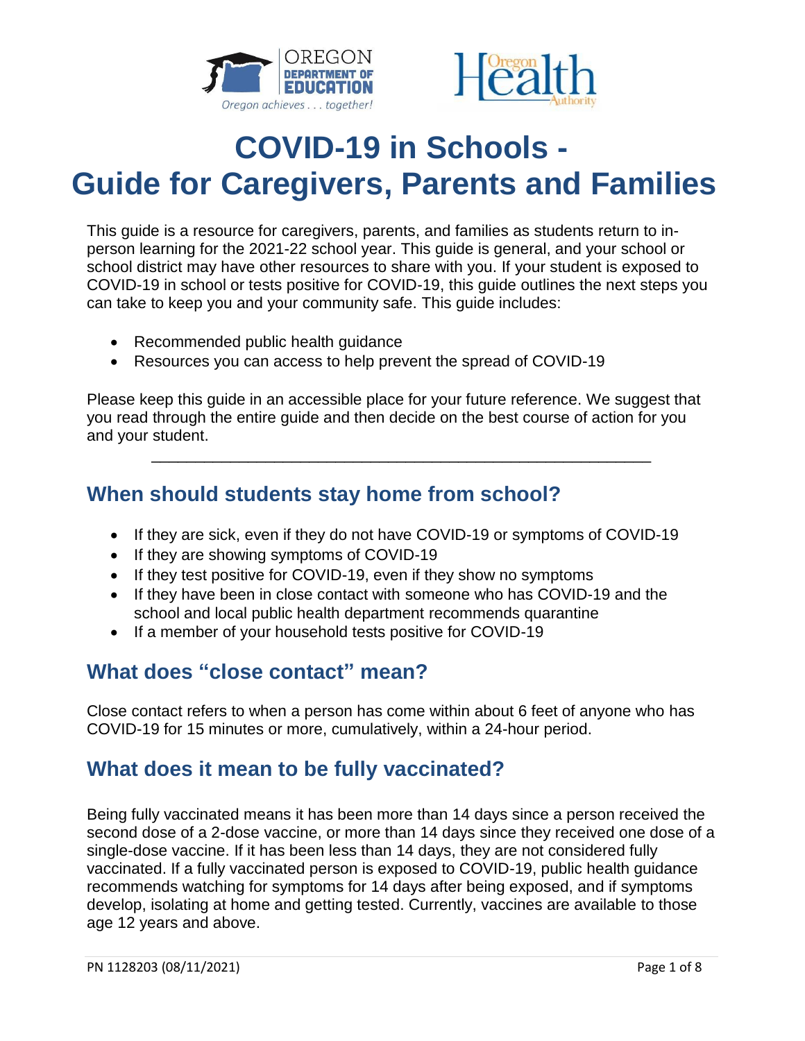# COVID-19 in Schools - Guide for Caregivers, Parents and Families

This guide is a resource for caregivers, parents, and families as students return to in-person learning for the 2021-22 school year. This guide is general, and your school or school district may have other resources to share with you. If your student is exposed to COVID-19 in school or tests positive for COVID-19, this guide outlines the next steps you can take to keep you and your community safe. This guide includes:

- Recommended public health guidance
- Resources you can access to help prevent the spread of COVID-19

Please keep this guide in an accessible place for your future reference. We suggest that you read through the entire guide and then decide on the best course of action for you and your student.

---

## When should students stay home from school?

- If they are sick, even if they do not have COVID-19 or symptoms of COVID-19
- If they are showing symptoms of COVID-19
- If they test positive for COVID-19, even if they show no symptoms
- If they have been in close contact with someone who has COVID-19 and the school and local public health department recommends quarantine
- If a member of your household tests positive for COVID-19

## What does "close contact" mean?

Close contact refers to when a person has come within about 6 feet of anyone who has COVID-19 for 15 minutes or more, cumulatively, within a 24-hour period.

## What does it mean to be fully vaccinated?

Being fully vaccinated means it has been more than 14 days since a person received the second dose of a 2-dose vaccine, or more than 14 days since they received one dose of a single-dose vaccine. If it has been less than 14 days, they are not considered fully vaccinated. If a fully vaccinated person is exposed to COVID-19, public health guidance recommends watching for symptoms for 14 days after being exposed, and if symptoms develop, isolating at home and getting tested. Currently, vaccines are available to those age 12 years and above.

PN 1128203 (08/11/2021)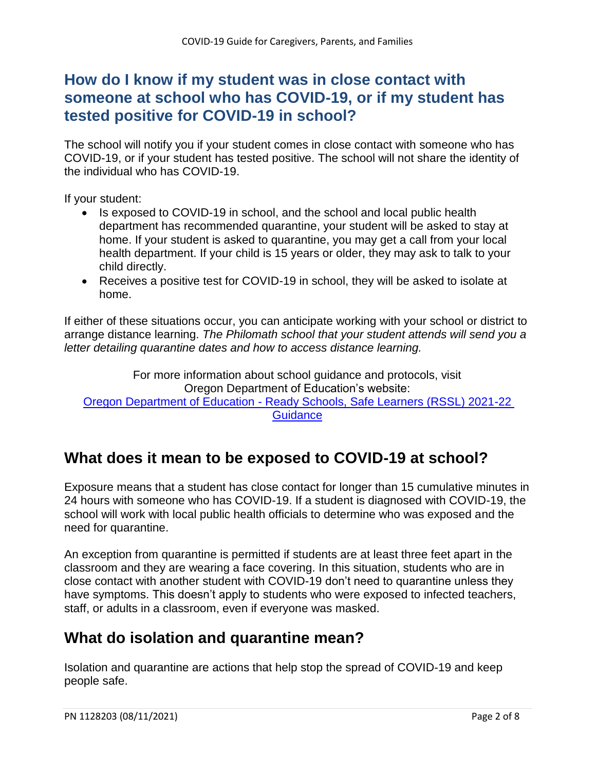## How do I know if my student was in close contact with someone at school who has COVID-19, or if my student has tested positive for COVID-19 in school?

The school will notify you if your student comes in close contact with someone who has COVID-19, or if your student has tested positive. The school will not share the identity of the individual who has COVID-19.

If your student:

- Is exposed to COVID-19 in school, and the school and local public health department has recommended quarantine, your student will be asked to stay at home. If your student is asked to quarantine, you may get a call from your local health department. If your child is 15 years or older, they may ask to talk to your child directly.
- Receives a positive test for COVID-19 in school, they will be asked to isolate at home.

If either of these situations occur, you can anticipate working with your school or district to arrange distance learning. *The Philomath school that your student attends will send you a letter detailing quarantine dates and how to access distance learning.*

For more information about school guidance and protocols, visit Oregon Department of Education's website: [Oregon Department of Education - Ready Schools, Safe Learners (RSSL) 2021-22 Guidance]

## What does it mean to be exposed to COVID-19 at school?

Exposure means that a student has close contact for longer than 15 cumulative minutes in 24 hours with someone who has COVID-19. If a student is diagnosed with COVID-19, the school will work with local public health officials to determine who was exposed and the need for quarantine.

An exception from quarantine is permitted if students are at least three feet apart in the classroom and they are wearing a face covering. In this situation, students who are in close contact with another student with COVID-19 don't need to quarantine unless they have symptoms. This doesn't apply to students who were exposed to infected teachers, staff, or adults in a classroom, even if everyone was masked.

## What do isolation and quarantine mean?

Isolation and quarantine are actions that help stop the spread of COVID-19 and keep people safe.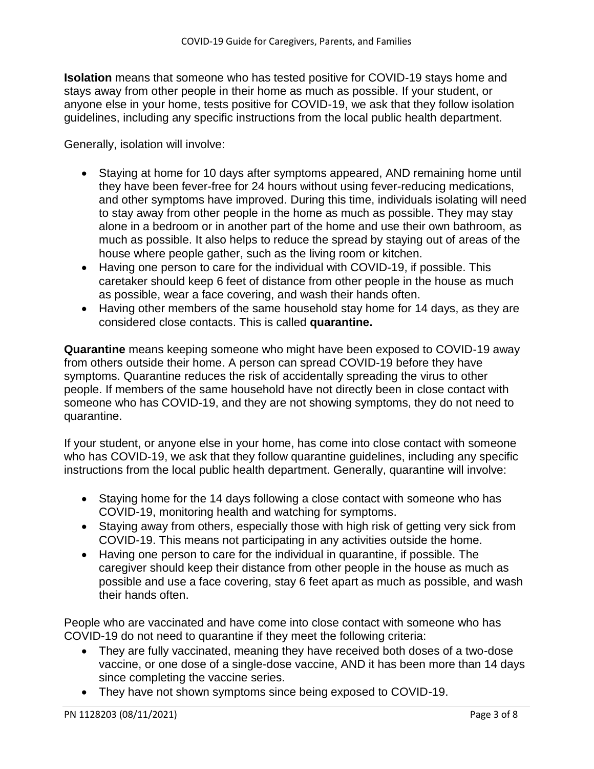**Isolation** means that someone who has tested positive for COVID-19 stays home and stays away from other people in their home as much as possible. If your student, or anyone else in your home, tests positive for COVID-19, we ask that they follow isolation guidelines, including any specific instructions from the local public health department.

Generally, isolation will involve:

- Staying at home for 10 days after symptoms appeared, AND remaining home until they have been fever-free for 24 hours without using fever-reducing medications, and other symptoms have improved. During this time, individuals isolating will need to stay away from other people in the home as much as possible. They may stay alone in a bedroom or in another part of the home and use their own bathroom, as much as possible. It also helps to reduce the spread by staying out of areas of the house where people gather, such as the living room or kitchen.
- Having one person to care for the individual with COVID-19, if possible. This caretaker should keep 6 feet of distance from other people in the house as much as possible, wear a face covering, and wash their hands often.
- Having other members of the same household stay home for 14 days, as they are considered close contacts. This is called **quarantine.**

**Quarantine** means keeping someone who might have been exposed to COVID-19 away from others outside their home. A person can spread COVID-19 before they have symptoms. Quarantine reduces the risk of accidentally spreading the virus to other people. If members of the same household have not directly been in close contact with someone who has COVID-19, and they are not showing symptoms, they do not need to quarantine.

If your student, or anyone else in your home, has come into close contact with someone who has COVID-19, we ask that they follow quarantine guidelines, including any specific instructions from the local public health department. Generally, quarantine will involve:

- Staying home for the 14 days following a close contact with someone who has COVID-19, monitoring health and watching for symptoms.
- Staying away from others, especially those with high risk of getting very sick from COVID-19. This means not participating in any activities outside the home.
- Having one person to care for the individual in quarantine, if possible. The caregiver should keep their distance from other people in the house as much as possible and use a face covering, stay 6 feet apart as much as possible, and wash their hands often.

People who are vaccinated and have come into close contact with someone who has COVID-19 do not need to quarantine if they meet the following criteria:

- They are fully vaccinated, meaning they have received both doses of a two-dose vaccine, or one dose of a single-dose vaccine, AND it has been more than 14 days since completing the vaccine series.
- They have not shown symptoms since being exposed to COVID-19.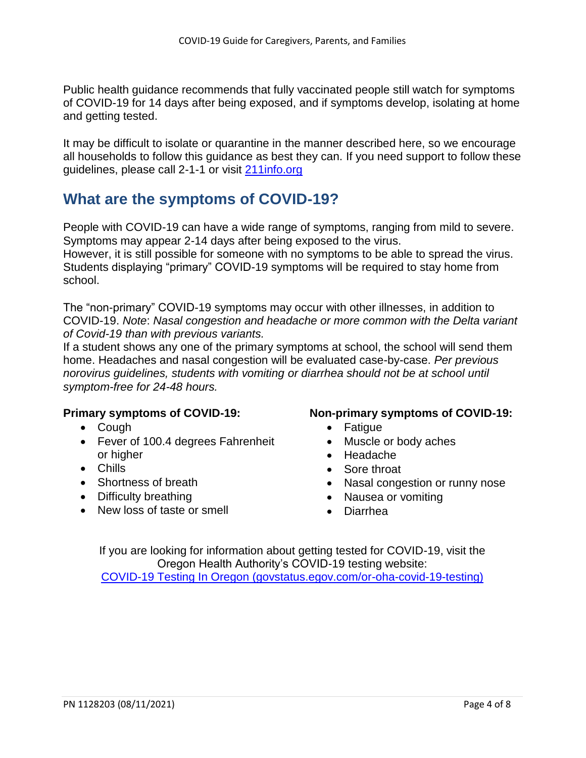Public health guidance recommends that fully vaccinated people still watch for symptoms of COVID-19 for 14 days after being exposed, and if symptoms develop, isolating at home and getting tested.

It may be difficult to isolate or quarantine in the manner described here, so we encourage all households to follow this guidance as best they can. If you need support to follow these guidelines, please call 2-1-1 or visit [211info.org](https://211info.org)

## What are the symptoms of COVID-19?

People with COVID-19 can have a wide range of symptoms, ranging from mild to severe. Symptoms may appear 2-14 days after being exposed to the virus.
However, it is still possible for someone with no symptoms to be able to spread the virus. Students displaying "primary" COVID-19 symptoms will be required to stay home from school.

The "non-primary" COVID-19 symptoms may occur with other illnesses, in addition to COVID-19. *Note*: *Nasal congestion and headache or more common with the Delta variant of Covid-19 than with previous variants.*
If a student shows any one of the primary symptoms at school, the school will send them home. Headaches and nasal congestion will be evaluated case-by-case. *Per previous norovirus guidelines, students with vomiting or diarrhea should not be at school until symptom-free for 24-48 hours.*

**Primary symptoms of COVID-19:**

- Cough
- Fever of 100.4 degrees Fahrenheit or higher
- Chills
- Shortness of breath
- Difficulty breathing
- New loss of taste or smell

**Non-primary symptoms of COVID-19:**

- Fatigue
- Muscle or body aches
- Headache
- Sore throat
- Nasal congestion or runny nose
- Nausea or vomiting
- Diarrhea

If you are looking for information about getting tested for COVID-19, visit the Oregon Health Authority's COVID-19 testing website:
[COVID-19 Testing In Oregon (govstatus.egov.com/or-oha-covid-19-testing)](https://govstatus.egov.com/or-oha-covid-19-testing)

PN 1128203 (08/11/2021)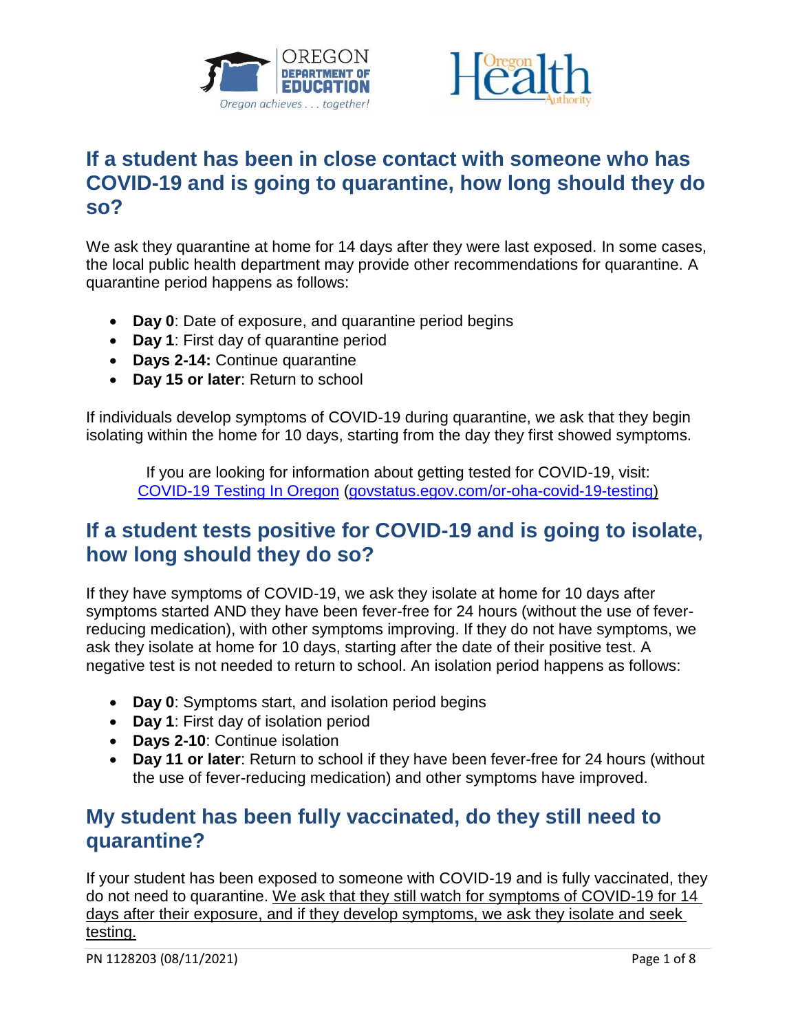## If a student has been in close contact with someone who has COVID-19 and is going to quarantine, how long should they do so?

We ask they quarantine at home for 14 days after they were last exposed. In some cases, the local public health department may provide other recommendations for quarantine. A quarantine period happens as follows:

- **Day 0**: Date of exposure, and quarantine period begins
- **Day 1**: First day of quarantine period
- **Days 2-14:** Continue quarantine
- **Day 15 or later**: Return to school

If individuals develop symptoms of COVID-19 during quarantine, we ask that they begin isolating within the home for 10 days, starting from the day they first showed symptoms.

If you are looking for information about getting tested for COVID-19, visit: [COVID-19 Testing In Oregon](govstatus.egov.com/or-oha-covid-19-testing) (govstatus.egov.com/or-oha-covid-19-testing)

## If a student tests positive for COVID-19 and is going to isolate, how long should they do so?

If they have symptoms of COVID-19, we ask they isolate at home for 10 days after symptoms started AND they have been fever-free for 24 hours (without the use of fever-reducing medication), with other symptoms improving. If they do not have symptoms, we ask they isolate at home for 10 days, starting after the date of their positive test. A negative test is not needed to return to school. An isolation period happens as follows:

- **Day 0**: Symptoms start, and isolation period begins
- **Day 1**: First day of isolation period
- **Days 2-10**: Continue isolation
- **Day 11 or later**: Return to school if they have been fever-free for 24 hours (without the use of fever-reducing medication) and other symptoms have improved.

## My student has been fully vaccinated, do they still need to quarantine?

If your student has been exposed to someone with COVID-19 and is fully vaccinated, they do not need to quarantine. We ask that they still watch for symptoms of COVID-19 for 14 days after their exposure, and if they develop symptoms, we ask they isolate and seek testing.

PN 1128203 (08/11/2021)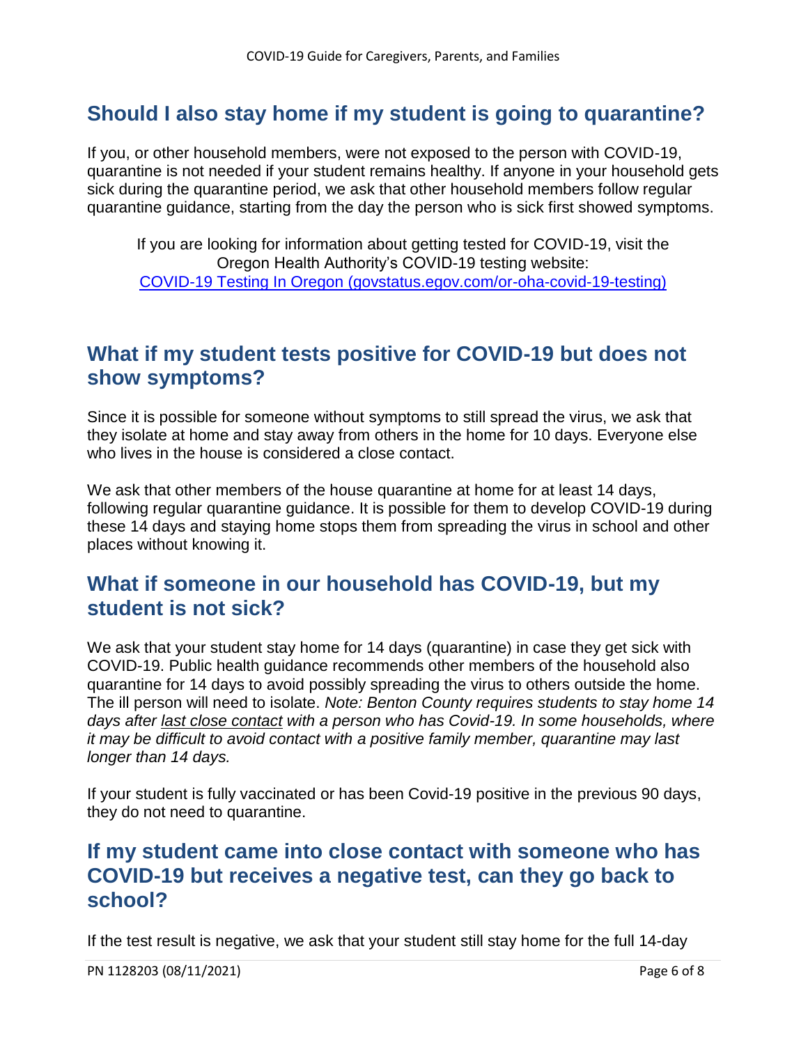## Should I also stay home if my student is going to quarantine?

If you, or other household members, were not exposed to the person with COVID-19, quarantine is not needed if your student remains healthy. If anyone in your household gets sick during the quarantine period, we ask that other household members follow regular quarantine guidance, starting from the day the person who is sick first showed symptoms.

If you are looking for information about getting tested for COVID-19, visit the Oregon Health Authority's COVID-19 testing website: [COVID-19 Testing In Oregon (govstatus.egov.com/or-oha-covid-19-testing)](https://govstatus.egov.com/or-oha-covid-19-testing)

## What if my student tests positive for COVID-19 but does not show symptoms?

Since it is possible for someone without symptoms to still spread the virus, we ask that they isolate at home and stay away from others in the home for 10 days. Everyone else who lives in the house is considered a close contact.

We ask that other members of the house quarantine at home for at least 14 days, following regular quarantine guidance. It is possible for them to develop COVID-19 during these 14 days and staying home stops them from spreading the virus in school and other places without knowing it.

## What if someone in our household has COVID-19, but my student is not sick?

We ask that your student stay home for 14 days (quarantine) in case they get sick with COVID-19. Public health guidance recommends other members of the household also quarantine for 14 days to avoid possibly spreading the virus to others outside the home. The ill person will need to isolate. *Note: Benton County requires students to stay home 14 days after last close contact with a person who has Covid-19. In some households, where it may be difficult to avoid contact with a positive family member, quarantine may last longer than 14 days.*

If your student is fully vaccinated or has been Covid-19 positive in the previous 90 days, they do not need to quarantine.

## If my student came into close contact with someone who has COVID-19 but receives a negative test, can they go back to school?

If the test result is negative, we ask that your student still stay home for the full 14-day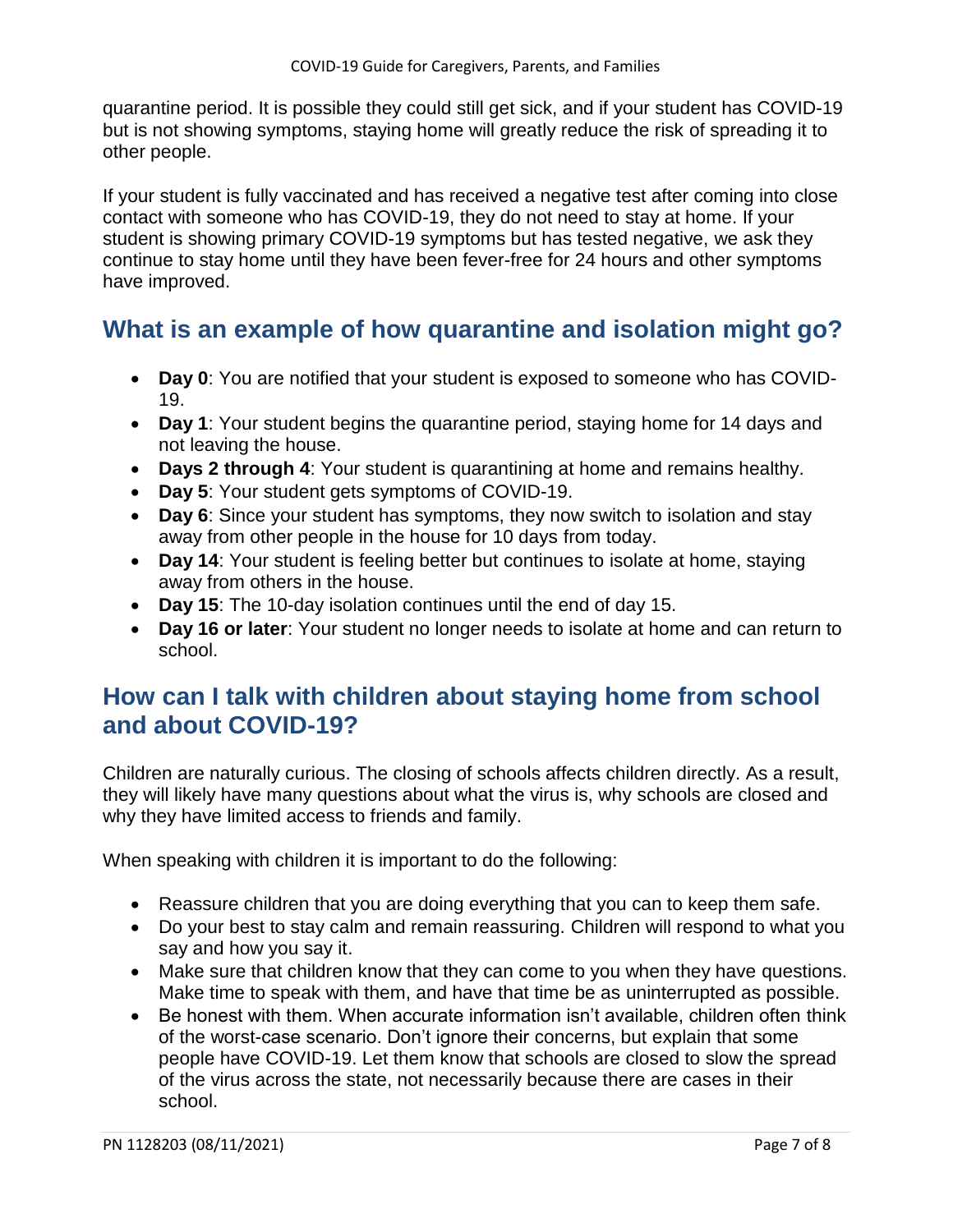quarantine period. It is possible they could still get sick, and if your student has COVID-19 but is not showing symptoms, staying home will greatly reduce the risk of spreading it to other people.

If your student is fully vaccinated and has received a negative test after coming into close contact with someone who has COVID-19, they do not need to stay at home. If your student is showing primary COVID-19 symptoms but has tested negative, we ask they continue to stay home until they have been fever-free for 24 hours and other symptoms have improved.

## What is an example of how quarantine and isolation might go?

- **Day 0**: You are notified that your student is exposed to someone who has COVID-19.
- **Day 1**: Your student begins the quarantine period, staying home for 14 days and not leaving the house.
- **Days 2 through 4**: Your student is quarantining at home and remains healthy.
- **Day 5**: Your student gets symptoms of COVID-19.
- **Day 6**: Since your student has symptoms, they now switch to isolation and stay away from other people in the house for 10 days from today.
- **Day 14**: Your student is feeling better but continues to isolate at home, staying away from others in the house.
- **Day 15**: The 10-day isolation continues until the end of day 15.
- **Day 16 or later**: Your student no longer needs to isolate at home and can return to school.

## How can I talk with children about staying home from school and about COVID-19?

Children are naturally curious. The closing of schools affects children directly. As a result, they will likely have many questions about what the virus is, why schools are closed and why they have limited access to friends and family.

When speaking with children it is important to do the following:

- Reassure children that you are doing everything that you can to keep them safe.
- Do your best to stay calm and remain reassuring. Children will respond to what you say and how you say it.
- Make sure that children know that they can come to you when they have questions. Make time to speak with them, and have that time be as uninterrupted as possible.
- Be honest with them. When accurate information isn't available, children often think of the worst-case scenario. Don't ignore their concerns, but explain that some people have COVID-19. Let them know that schools are closed to slow the spread of the virus across the state, not necessarily because there are cases in their school.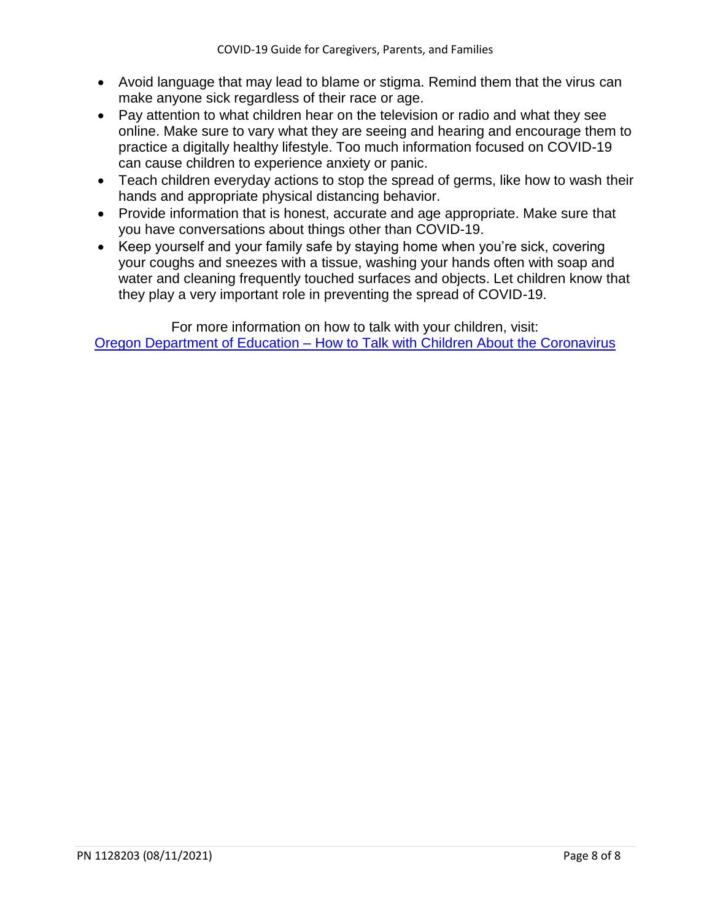- Avoid language that may lead to blame or stigma. Remind them that the virus can make anyone sick regardless of their race or age.
- Pay attention to what children hear on the television or radio and what they see online. Make sure to vary what they are seeing and hearing and encourage them to practice a digitally healthy lifestyle. Too much information focused on COVID-19 can cause children to experience anxiety or panic.
- Teach children everyday actions to stop the spread of germs, like how to wash their hands and appropriate physical distancing behavior.
- Provide information that is honest, accurate and age appropriate. Make sure that you have conversations about things other than COVID-19.
- Keep yourself and your family safe by staying home when you're sick, covering your coughs and sneezes with a tissue, washing your hands often with soap and water and cleaning frequently touched surfaces and objects. Let children know that they play a very important role in preventing the spread of COVID-19.

For more information on how to talk with your children, visit:
Oregon Department of Education – How to Talk with Children About the Coronavirus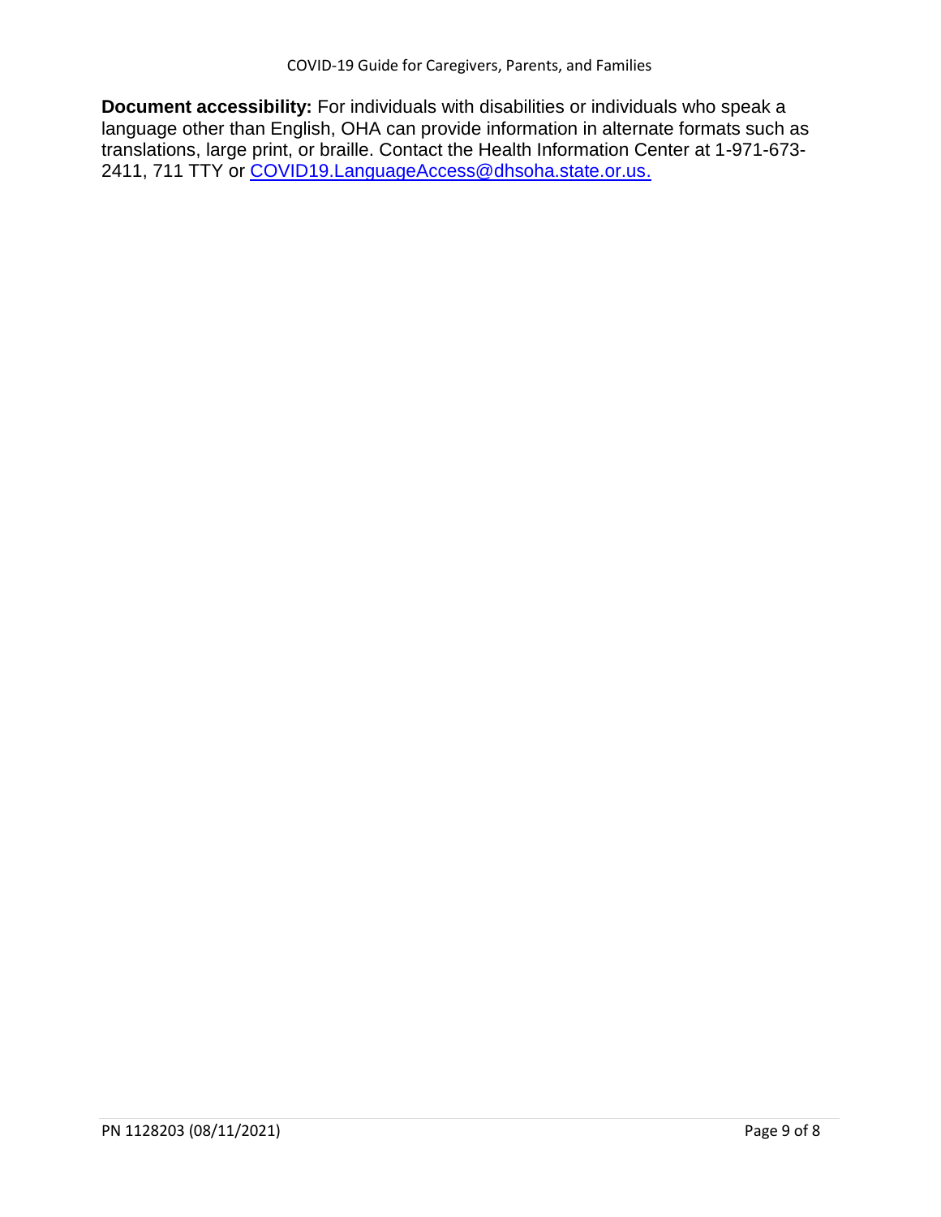**Document accessibility:** For individuals with disabilities or individuals who speak a language other than English, OHA can provide information in alternate formats such as translations, large print, or braille. Contact the Health Information Center at 1-971-673-2411, 711 TTY or COVID19.LanguageAccess@dhsoha.state.or.us.

PN 1128203 (08/11/2021)